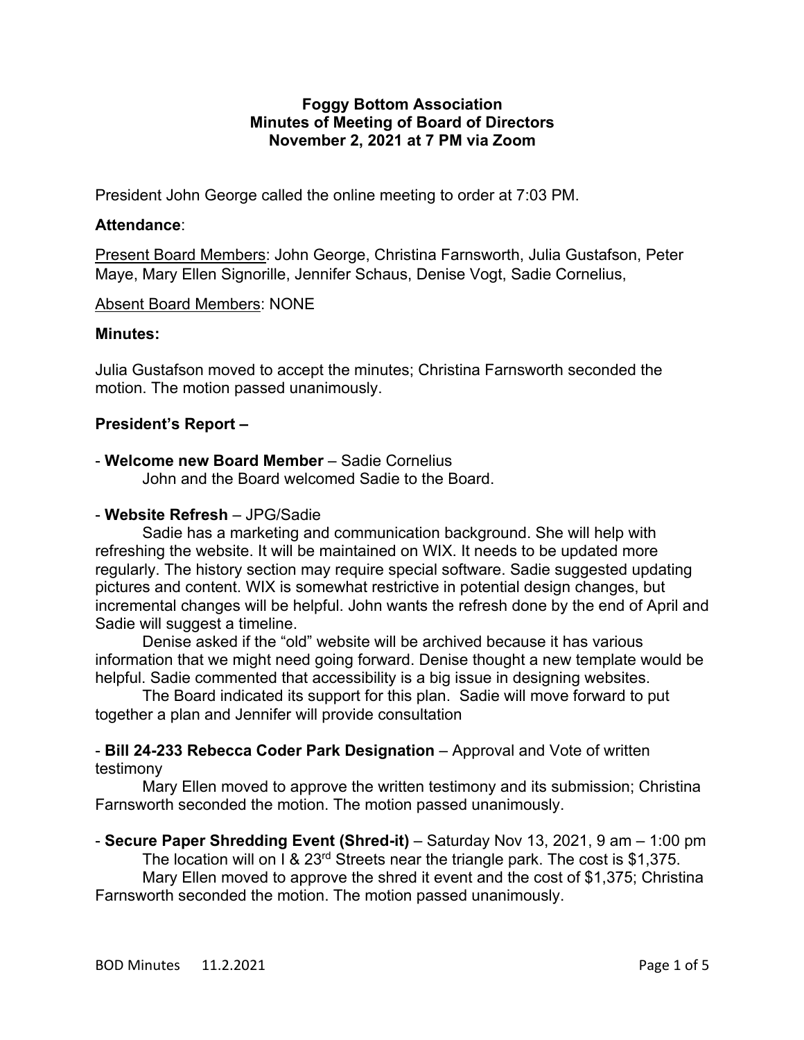**Foggy Bottom Association**
**Minutes of Meeting of Board of Directors**
**November 2, 2021 at 7 PM via Zoom**

President John George called the online meeting to order at 7:03 PM.

### Attendance:

Present Board Members: John George, Christina Farnsworth, Julia Gustafson, Peter Maye, Mary Ellen Signorille, Jennifer Schaus, Denise Vogt, Sadie Cornelius,

Absent Board Members: NONE

### Minutes:

Julia Gustafson moved to accept the minutes; Christina Farnsworth seconded the motion. The motion passed unanimously.

### President's Report –

- **Welcome new Board Member** – Sadie Cornelius

  John and the Board welcomed Sadie to the Board.

- **Website Refresh** – JPG/Sadie

  Sadie has a marketing and communication background. She will help with refreshing the website. It will be maintained on WIX. It needs to be updated more regularly. The history section may require special software. Sadie suggested updating pictures and content. WIX is somewhat restrictive in potential design changes, but incremental changes will be helpful. John wants the refresh done by the end of April and Sadie will suggest a timeline.

  Denise asked if the "old" website will be archived because it has various information that we might need going forward. Denise thought a new template would be helpful. Sadie commented that accessibility is a big issue in designing websites.

  The Board indicated its support for this plan. Sadie will move forward to put together a plan and Jennifer will provide consultation

- **Bill 24-233 Rebecca Coder Park Designation** – Approval and Vote of written testimony

  Mary Ellen moved to approve the written testimony and its submission; Christina Farnsworth seconded the motion. The motion passed unanimously.

- **Secure Paper Shredding Event (Shred-it)** – Saturday Nov 13, 2021, 9 am – 1:00 pm

  The location will on I & 23rd Streets near the triangle park. The cost is $1,375.

  Mary Ellen moved to approve the shred it event and the cost of $1,375; Christina Farnsworth seconded the motion. The motion passed unanimously.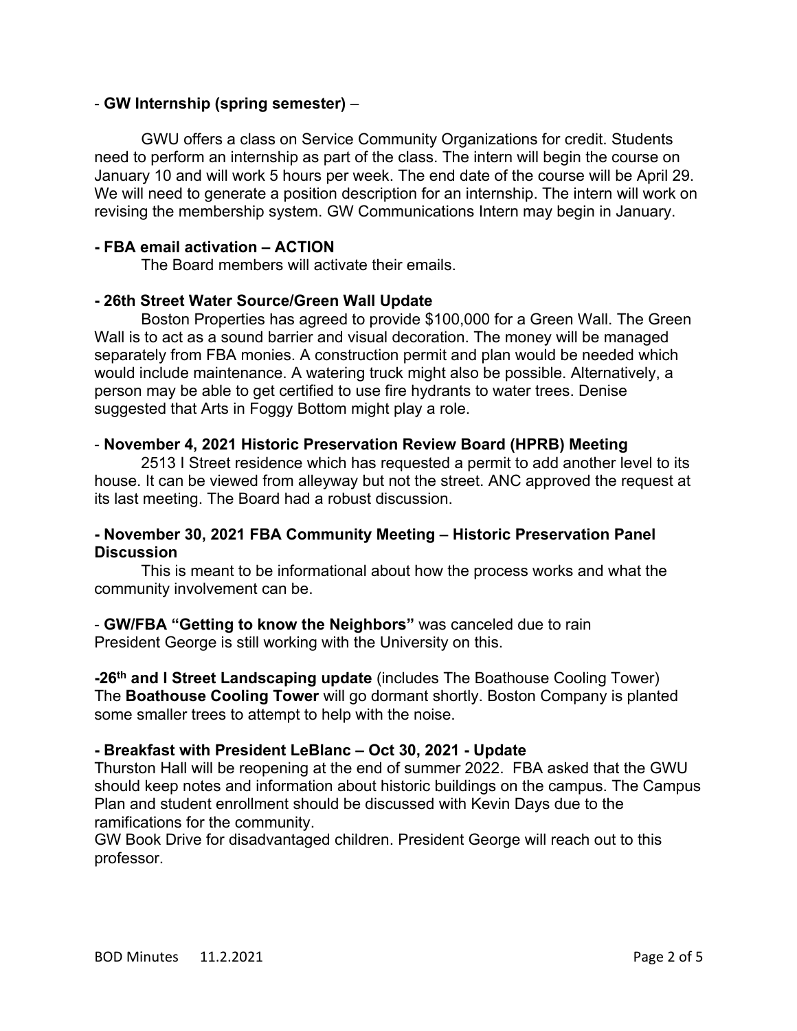- **GW Internship (spring semester)** –

GWU offers a class on Service Community Organizations for credit. Students need to perform an internship as part of the class. The intern will begin the course on January 10 and will work 5 hours per week. The end date of the course will be April 29. We will need to generate a position description for an internship. The intern will work on revising the membership system. GW Communications Intern may begin in January.

**- FBA email activation – ACTION**

The Board members will activate their emails.

**- 26th Street Water Source/Green Wall Update**

Boston Properties has agreed to provide $100,000 for a Green Wall. The Green Wall is to act as a sound barrier and visual decoration. The money will be managed separately from FBA monies. A construction permit and plan would be needed which would include maintenance. A watering truck might also be possible. Alternatively, a person may be able to get certified to use fire hydrants to water trees. Denise suggested that Arts in Foggy Bottom might play a role.

- **November 4, 2021 Historic Preservation Review Board (HPRB) Meeting**

2513 I Street residence which has requested a permit to add another level to its house. It can be viewed from alleyway but not the street. ANC approved the request at its last meeting. The Board had a robust discussion.

**- November 30, 2021 FBA Community Meeting – Historic Preservation Panel Discussion**

This is meant to be informational about how the process works and what the community involvement can be.

- **GW/FBA "Getting to know the Neighbors"** was canceled due to rain
President George is still working with the University on this.

**-26th and I Street Landscaping update** (includes The Boathouse Cooling Tower)
The **Boathouse Cooling Tower** will go dormant shortly. Boston Company is planted some smaller trees to attempt to help with the noise.

**- Breakfast with President LeBlanc – Oct 30, 2021 - Update**
Thurston Hall will be reopening at the end of summer 2022. FBA asked that the GWU should keep notes and information about historic buildings on the campus. The Campus Plan and student enrollment should be discussed with Kevin Days due to the ramifications for the community.
GW Book Drive for disadvantaged children. President George will reach out to this professor.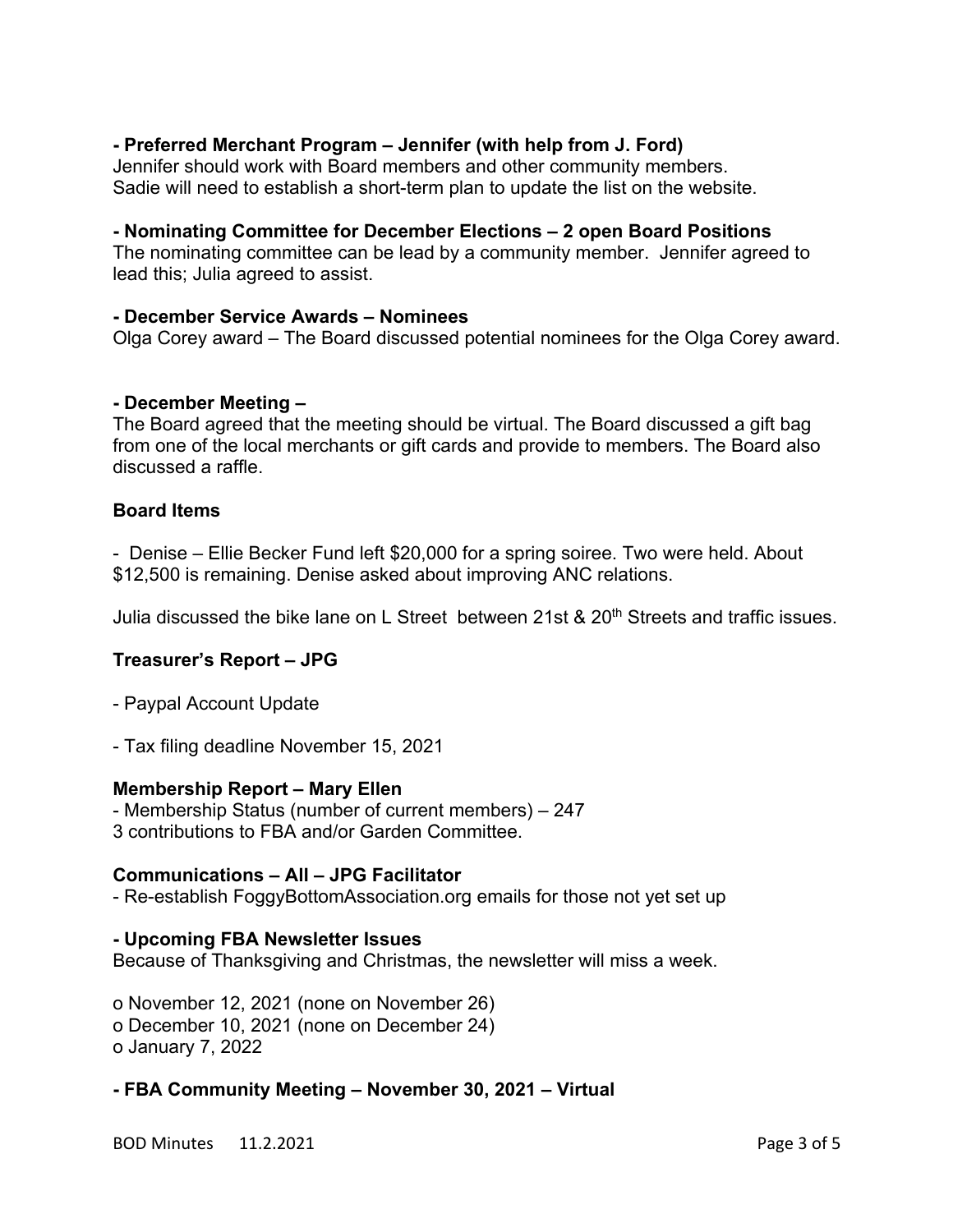**- Preferred Merchant Program – Jennifer (with help from J. Ford)**
Jennifer should work with Board members and other community members.
Sadie will need to establish a short-term plan to update the list on the website.

**- Nominating Committee for December Elections – 2 open Board Positions**
The nominating committee can be lead by a community member. Jennifer agreed to lead this; Julia agreed to assist.

**- December Service Awards – Nominees**
Olga Corey award – The Board discussed potential nominees for the Olga Corey award.

**- December Meeting –**
The Board agreed that the meeting should be virtual. The Board discussed a gift bag from one of the local merchants or gift cards and provide to members. The Board also discussed a raffle.

**Board Items**

- Denise – Ellie Becker Fund left $20,000 for a spring soiree. Two were held. About $12,500 is remaining. Denise asked about improving ANC relations.

Julia discussed the bike lane on L Street between 21st & 20th Streets and traffic issues.

**Treasurer's Report – JPG**

- Paypal Account Update

- Tax filing deadline November 15, 2021

**Membership Report – Mary Ellen**
- Membership Status (number of current members) – 247
3 contributions to FBA and/or Garden Committee.

**Communications – All – JPG Facilitator**
- Re-establish FoggyBottomAssociation.org emails for those not yet set up

**- Upcoming FBA Newsletter Issues**
Because of Thanksgiving and Christmas, the newsletter will miss a week.

o November 12, 2021 (none on November 26)
o December 10, 2021 (none on December 24)
o January 7, 2022

**- FBA Community Meeting – November 30, 2021 – Virtual**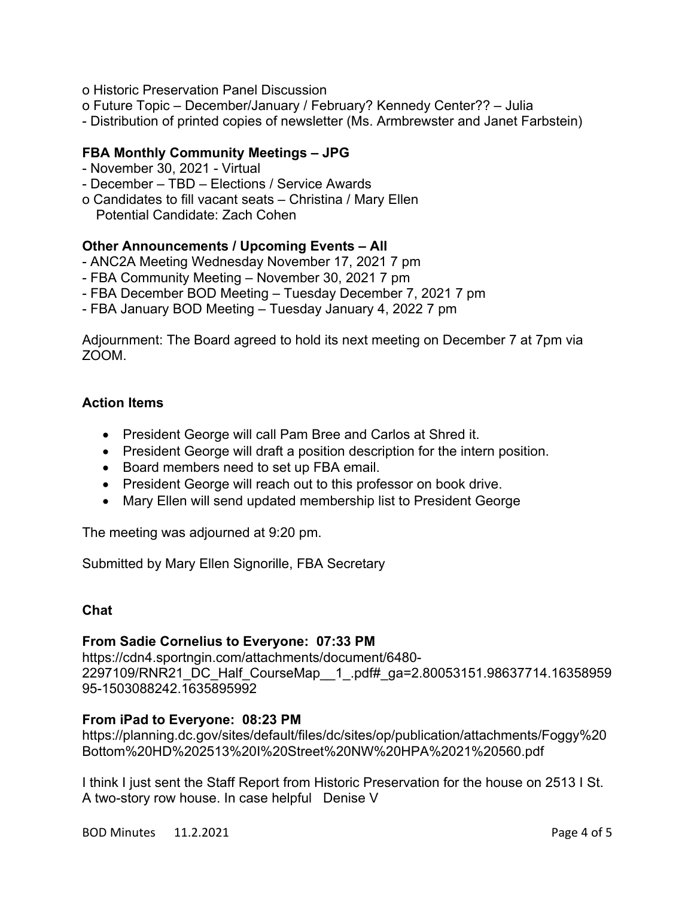o Historic Preservation Panel Discussion
o Future Topic – December/January / February? Kennedy Center?? – Julia
- Distribution of printed copies of newsletter (Ms. Armbrewster and Janet Farbstein)

**FBA Monthly Community Meetings – JPG**
- November 30, 2021 - Virtual
- December – TBD – Elections / Service Awards
o Candidates to fill vacant seats – Christina / Mary Ellen
  Potential Candidate: Zach Cohen

**Other Announcements / Upcoming Events – All**
- ANC2A Meeting Wednesday November 17, 2021 7 pm
- FBA Community Meeting – November 30, 2021 7 pm
- FBA December BOD Meeting – Tuesday December 7, 2021 7 pm
- FBA January BOD Meeting – Tuesday January 4, 2022 7 pm

Adjournment: The Board agreed to hold its next meeting on December 7 at 7pm via ZOOM.

**Action Items**

- President George will call Pam Bree and Carlos at Shred it.
- President George will draft a position description for the intern position.
- Board members need to set up FBA email.
- President George will reach out to this professor on book drive.
- Mary Ellen will send updated membership list to President George

The meeting was adjourned at 9:20 pm.

Submitted by Mary Ellen Signorille, FBA Secretary

**Chat**

**From Sadie Cornelius to Everyone: 07:33 PM**
https://cdn4.sportngin.com/attachments/document/6480-2297109/RNR21_DC_Half_CourseMap__1_.pdf#_ga=2.80053151.98637714.1635895995-1503088242.1635895992

**From iPad to Everyone: 08:23 PM**
https://planning.dc.gov/sites/default/files/dc/sites/op/publication/attachments/Foggy%20Bottom%20HD%202513%20I%20Street%20NW%20HPA%2021%20560.pdf

I think I just sent the Staff Report from Historic Preservation for the house on 2513 I St. A two-story row house. In case helpful Denise V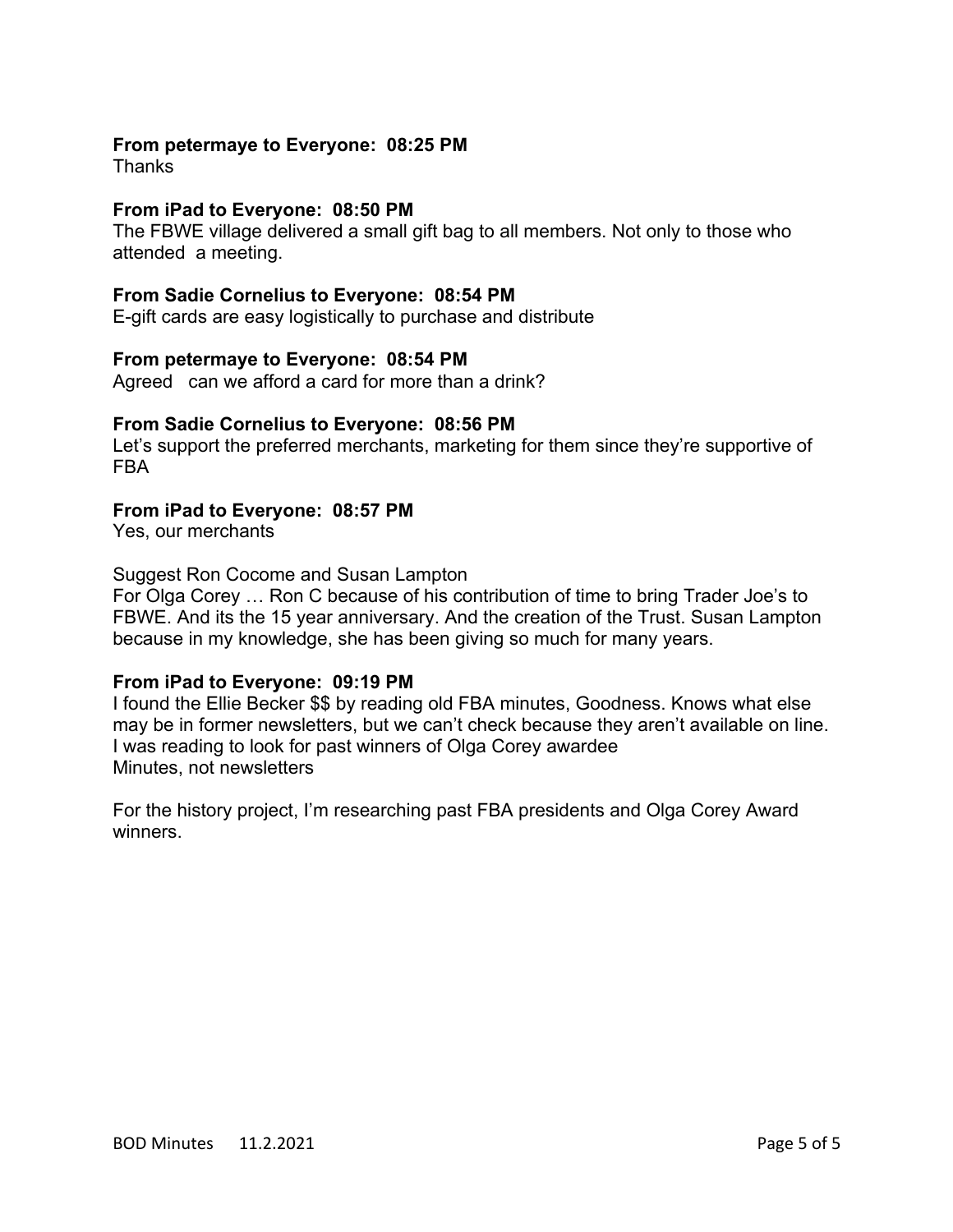**From petermaye to Everyone: 08:25 PM**
Thanks

**From iPad to Everyone: 08:50 PM**
The FBWE village delivered a small gift bag to all members. Not only to those who attended a meeting.

**From Sadie Cornelius to Everyone: 08:54 PM**
E-gift cards are easy logistically to purchase and distribute

**From petermaye to Everyone: 08:54 PM**
Agreed can we afford a card for more than a drink?

**From Sadie Cornelius to Everyone: 08:56 PM**
Let's support the preferred merchants, marketing for them since they're supportive of FBA

**From iPad to Everyone: 08:57 PM**
Yes, our merchants

Suggest Ron Cocome and Susan Lampton
For Olga Corey … Ron C because of his contribution of time to bring Trader Joe's to FBWE. And its the 15 year anniversary. And the creation of the Trust. Susan Lampton because in my knowledge, she has been giving so much for many years.

**From iPad to Everyone: 09:19 PM**
I found the Ellie Becker $$ by reading old FBA minutes, Goodness. Knows what else may be in former newsletters, but we can't check because they aren't available on line.
I was reading to look for past winners of Olga Corey awardee
Minutes, not newsletters

For the history project, I'm researching past FBA presidents and Olga Corey Award winners.